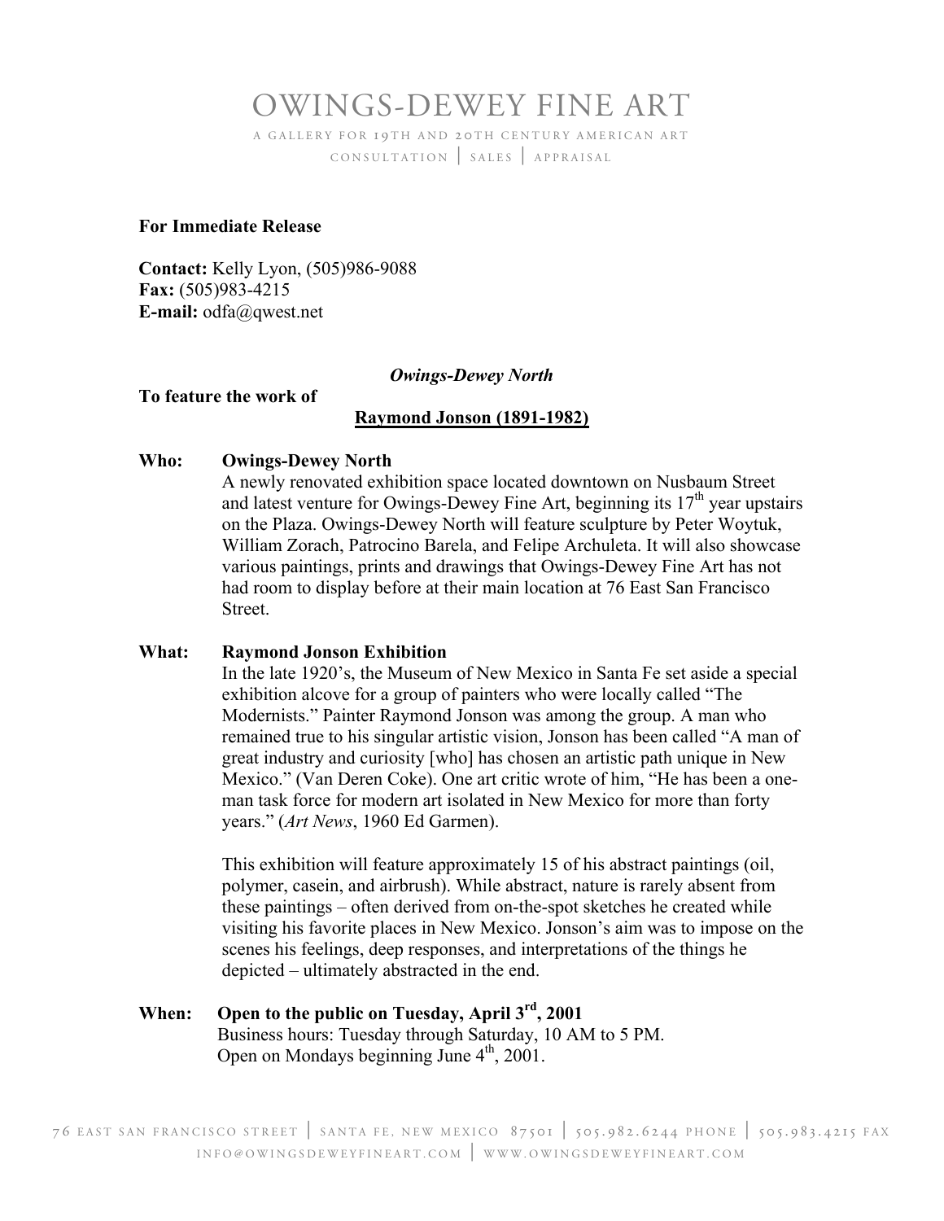# OWINGS-DEWEY FINE ART

A GALLERY FOR 19TH AND 20TH CENTURY AMERICAN ART

CONSULTATION | SALES | APPRAISAL

**For Immediate Release**

**Contact:** Kelly Lyon, (505)986-9088
**Fax:** (505)983-4215
**E-mail:** odfa@qwest.net

***Owings-Dewey North***

**To feature the work of**

**Raymond Jonson (1891-1982)**

**Who:** **Owings-Dewey North**
A newly renovated exhibition space located downtown on Nusbaum Street and latest venture for Owings-Dewey Fine Art, beginning its 17th year upstairs on the Plaza. Owings-Dewey North will feature sculpture by Peter Woytuk, William Zorach, Patrocino Barela, and Felipe Archuleta. It will also showcase various paintings, prints and drawings that Owings-Dewey Fine Art has not had room to display before at their main location at 76 East San Francisco Street.

**What:** **Raymond Jonson Exhibition**
In the late 1920's, the Museum of New Mexico in Santa Fe set aside a special exhibition alcove for a group of painters who were locally called "The Modernists." Painter Raymond Jonson was among the group. A man who remained true to his singular artistic vision, Jonson has been called "A man of great industry and curiosity [who] has chosen an artistic path unique in New Mexico." (Van Deren Coke). One art critic wrote of him, "He has been a one-man task force for modern art isolated in New Mexico for more than forty years." (*Art News*, 1960 Ed Garmen).

This exhibition will feature approximately 15 of his abstract paintings (oil, polymer, casein, and airbrush). While abstract, nature is rarely absent from these paintings – often derived from on-the-spot sketches he created while visiting his favorite places in New Mexico. Jonson's aim was to impose on the scenes his feelings, deep responses, and interpretations of the things he depicted – ultimately abstracted in the end.

**When:** **Open to the public on Tuesday, April 3rd, 2001**
Business hours: Tuesday through Saturday, 10 AM to 5 PM.
Open on Mondays beginning June 4th, 2001.

76 EAST SAN FRANCISCO STREET | SANTA FE, NEW MEXICO 87501 | 505.982.6244 PHONE | 505.983.4215 FAX
INFO@OWINGSDEWEYFINEART.COM | WWW.OWINGSDEWEYFINEART.COM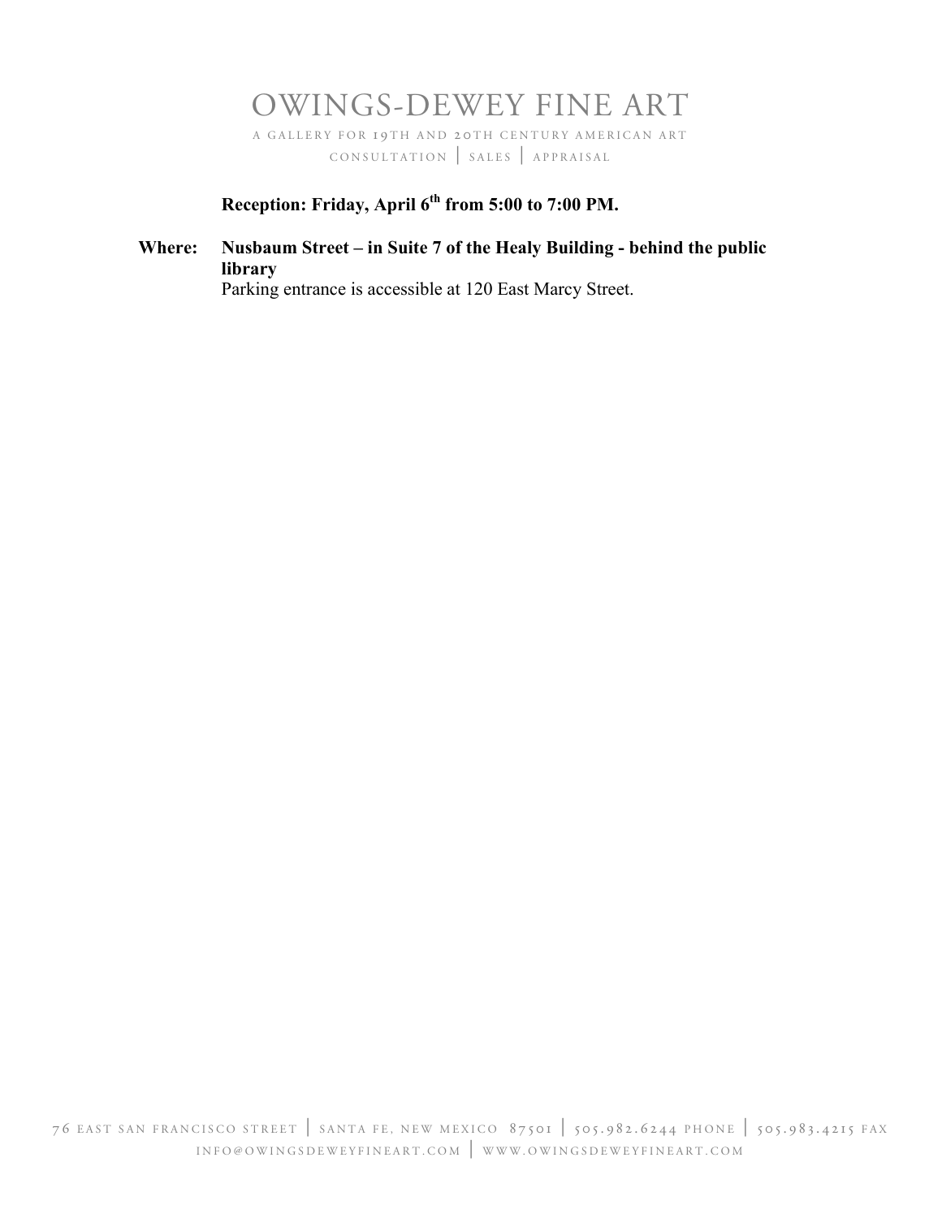# OWINGS-DEWEY FINE ART

A GALLERY FOR 19TH AND 20TH CENTURY AMERICAN ART

CONSULTATION | SALES | APPRAISAL

**Reception: Friday, April 6th from 5:00 to 7:00 PM.**

**Where:** **Nusbaum Street – in Suite 7 of the Healy Building - behind the public library**
Parking entrance is accessible at 120 East Marcy Street.

76 EAST SAN FRANCISCO STREET | SANTA FE, NEW MEXICO 87501 | 505.982.6244 PHONE | 505.983.4215 FAX
INFO@OWINGSDEWEYFINEART.COM | WWW.OWINGSDEWEYFINEART.COM